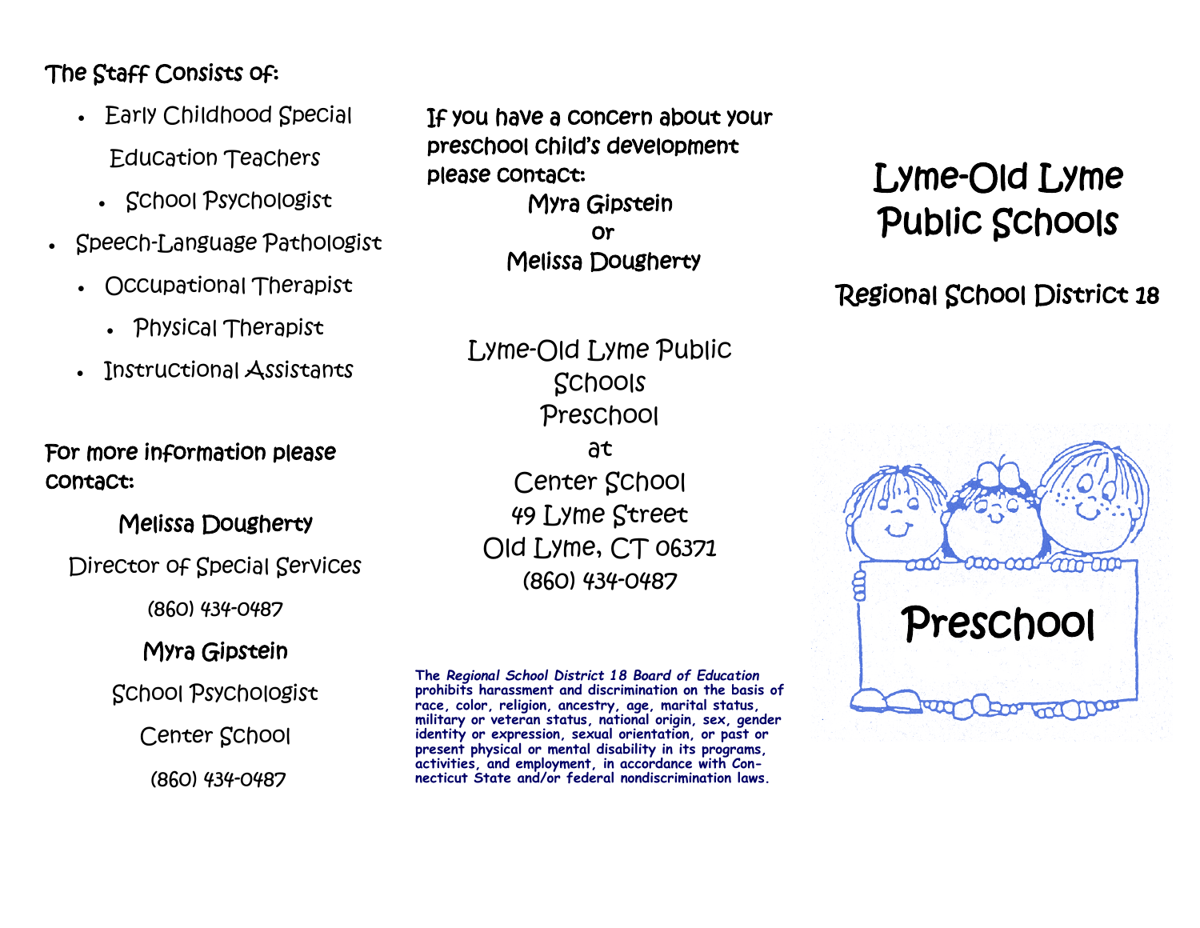**The Staff Consists of:**

- Early Childhood Special Education Teachers
- School Psychologist
- Speech-Language Pathologist
- Occupational Therapist
- Physical Therapist
- Instructional Assistants

**For more information please contact:**

**Melissa Dougherty**

Director of Special Services

(860) 434-0487

**Myra Gipstein**

School Psychologist

Center School

(860) 434-0487

**If you have a concern about your preschool child's development please contact:**

**Myra Gipstein**

**or**

**Melissa Dougherty**

Lyme-Old Lyme Public Schools
Preschool
at
Center School
49 Lyme Street
Old Lyme, CT 06371
(860) 434-0487

**The *Regional School District 18 Board of Education* prohibits harassment and discrimination on the basis of race, color, religion, ancestry, age, marital status, military or veteran status, national origin, sex, gender identity or expression, sexual orientation, or past or present physical or mental disability in its programs, activities, and employment, in accordance with Connecticut State and/or federal nondiscrimination laws.**

# Lyme-Old Lyme Public Schools

## Regional School District 18

Preschool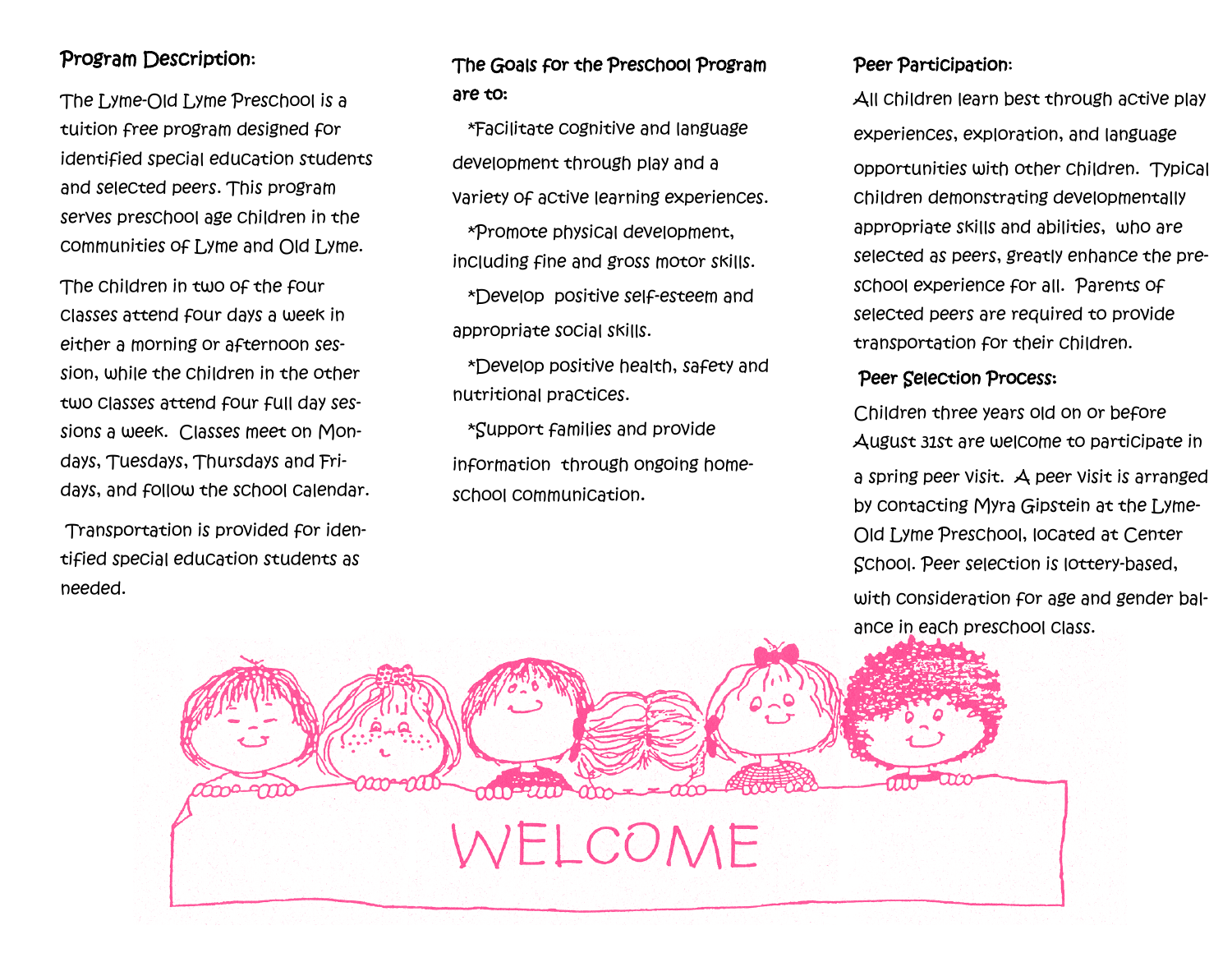## Program Description:

The Lyme-Old Lyme Preschool is a tuition free program designed for identified special education students and selected peers. This program serves preschool age children in the communities of Lyme and Old Lyme.

The children in two of the four classes attend four days a week in either a morning or afternoon session, while the children in the other two classes attend four full day sessions a week. Classes meet on Mondays, Tuesdays, Thursdays and Fridays, and follow the school calendar.

Transportation is provided for identified special education students as needed.

## The Goals for the Preschool Program are to:

*Facilitate cognitive and language development through play and a variety of active learning experiences.

*Promote physical development, including fine and gross motor skills.

*Develop positive self-esteem and appropriate social skills.

*Develop positive health, safety and nutritional practices.

*Support families and provide information through ongoing home-school communication.

## Peer Participation:

All children learn best through active play experiences, exploration, and language opportunities with other children. Typical children demonstrating developmentally appropriate skills and abilities, who are selected as peers, greatly enhance the preschool experience for all. Parents of selected peers are required to provide transportation for their children.

## Peer Selection Process:

Children three years old on or before August 31st are welcome to participate in a spring peer visit. A peer visit is arranged by contacting Myra Gipstein at the Lyme-Old Lyme Preschool, located at Center School. Peer selection is lottery-based, with consideration for age and gender balance in each preschool class.

WELCOME